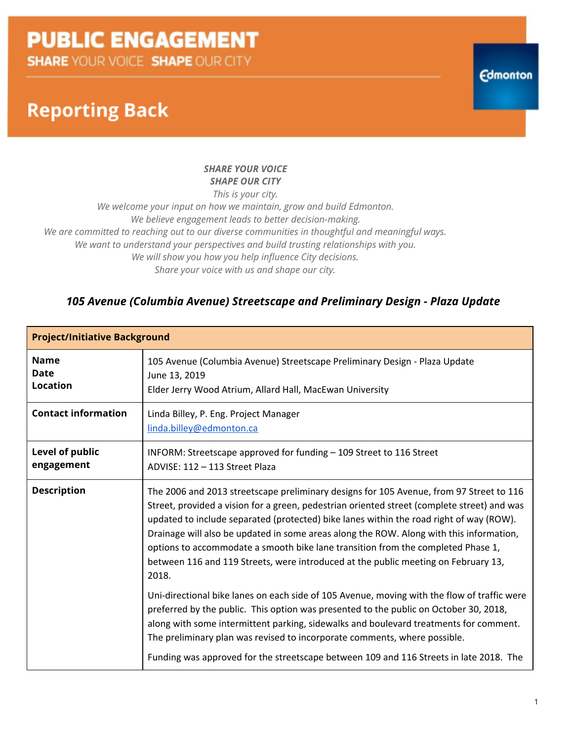# PUBLIC ENGAGEMENT

**SHARE** YOUR VOICE **SHAPE** OUR CITY

## Reporting Back

*SHARE YOUR VOICE*
*SHAPE OUR CITY*
*This is your city.*
*We welcome your input on how we maintain, grow and build Edmonton.*
*We believe engagement leads to better decision-making.*
*We are committed to reaching out to our diverse communities in thoughtful and meaningful ways.*
*We want to understand your perspectives and build trusting relationships with you.*
*We will show you how you help influence City decisions.*
*Share your voice with us and shape our city.*

### *105 Avenue (Columbia Avenue) Streetscape and Preliminary Design - Plaza Update*

| **Project/Initiative Background** | |
|---|---|
| **Name**<br>**Date**<br>**Location** | 105 Avenue (Columbia Avenue) Streetscape Preliminary Design - Plaza Update<br>June 13, 2019<br>Elder Jerry Wood Atrium, Allard Hall, MacEwan University |
| **Contact information** | Linda Billey, P. Eng. Project Manager<br>linda.billey@edmonton.ca |
| **Level of public engagement** | INFORM: Streetscape approved for funding – 109 Street to 116 Street<br>ADVISE: 112 – 113 Street Plaza |
| **Description** | The 2006 and 2013 streetscape preliminary designs for 105 Avenue, from 97 Street to 116 Street, provided a vision for a green, pedestrian oriented street (complete street) and was updated to include separated (protected) bike lanes within the road right of way (ROW). Drainage will also be updated in some areas along the ROW. Along with this information, options to accommodate a smooth bike lane transition from the completed Phase 1, between 116 and 119 Streets, were introduced at the public meeting on February 13, 2018.<br><br>Uni-directional bike lanes on each side of 105 Avenue, moving with the flow of traffic were preferred by the public. This option was presented to the public on October 30, 2018, along with some intermittent parking, sidewalks and boulevard treatments for comment. The preliminary plan was revised to incorporate comments, where possible.<br><br>Funding was approved for the streetscape between 109 and 116 Streets in late 2018. The |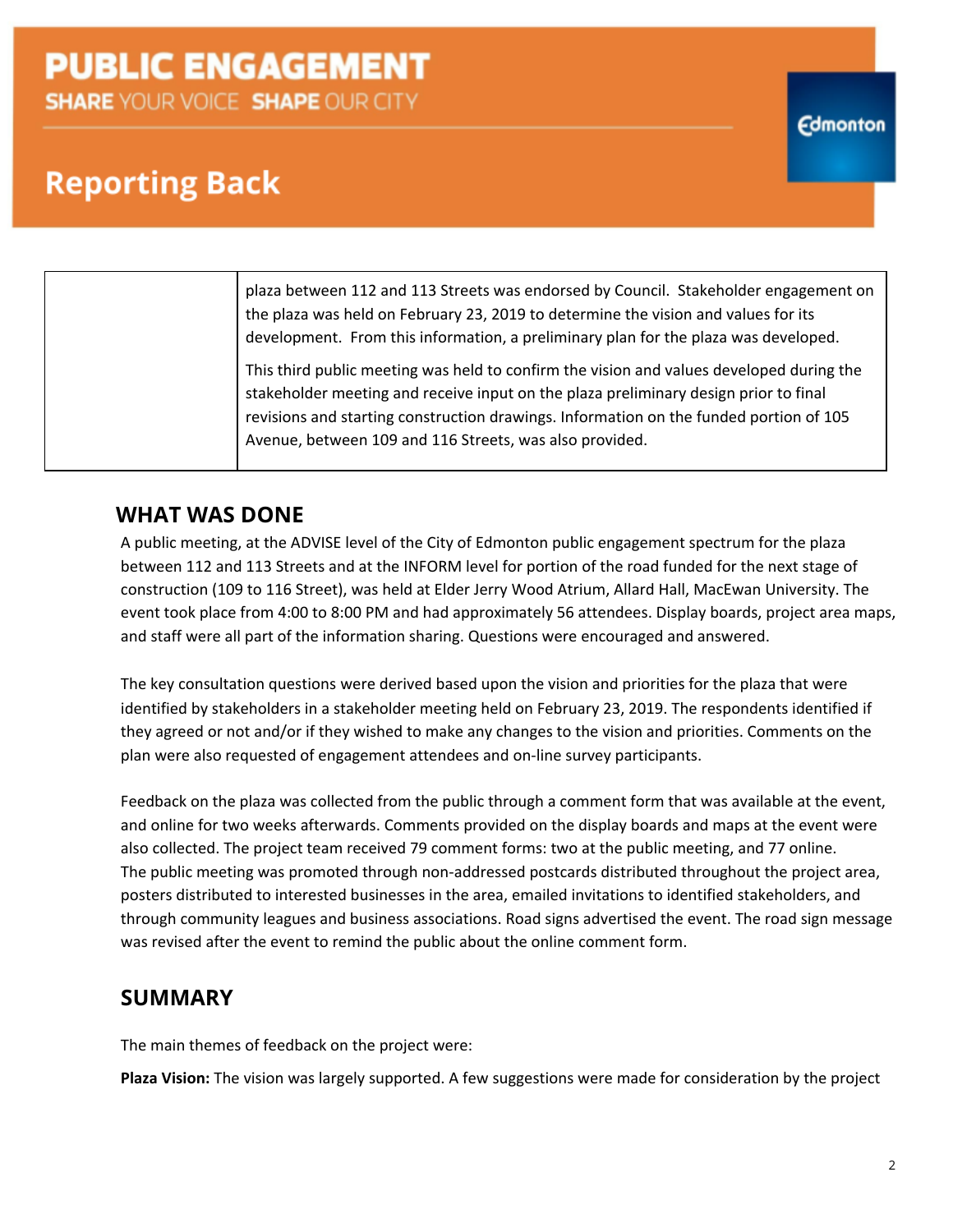| | |
|---|---|
| | plaza between 112 and 113 Streets was endorsed by Council. Stakeholder engagement on the plaza was held on February 23, 2019 to determine the vision and values for its development. From this information, a preliminary plan for the plaza was developed.<br><br>This third public meeting was held to confirm the vision and values developed during the stakeholder meeting and receive input on the plaza preliminary design prior to final revisions and starting construction drawings. Information on the funded portion of 105 Avenue, between 109 and 116 Streets, was also provided. |

## WHAT WAS DONE

A public meeting, at the ADVISE level of the City of Edmonton public engagement spectrum for the plaza between 112 and 113 Streets and at the INFORM level for portion of the road funded for the next stage of construction (109 to 116 Street), was held at Elder Jerry Wood Atrium, Allard Hall, MacEwan University. The event took place from 4:00 to 8:00 PM and had approximately 56 attendees. Display boards, project area maps, and staff were all part of the information sharing. Questions were encouraged and answered.

The key consultation questions were derived based upon the vision and priorities for the plaza that were identified by stakeholders in a stakeholder meeting held on February 23, 2019. The respondents identified if they agreed or not and/or if they wished to make any changes to the vision and priorities. Comments on the plan were also requested of engagement attendees and on-line survey participants.

Feedback on the plaza was collected from the public through a comment form that was available at the event, and online for two weeks afterwards. Comments provided on the display boards and maps at the event were also collected. The project team received 79 comment forms: two at the public meeting, and 77 online. The public meeting was promoted through non-addressed postcards distributed throughout the project area, posters distributed to interested businesses in the area, emailed invitations to identified stakeholders, and through community leagues and business associations. Road signs advertised the event. The road sign message was revised after the event to remind the public about the online comment form.

## SUMMARY

The main themes of feedback on the project were:

**Plaza Vision:** The vision was largely supported. A few suggestions were made for consideration by the project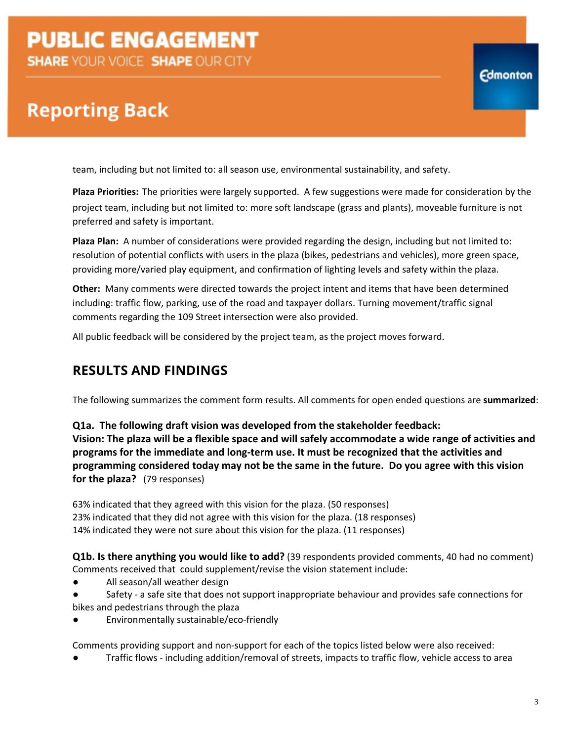team, including but not limited to: all season use, environmental sustainability, and safety.

**Plaza Priorities:** The priorities were largely supported. A few suggestions were made for consideration by the project team, including but not limited to: more soft landscape (grass and plants), moveable furniture is not preferred and safety is important.

**Plaza Plan:** A number of considerations were provided regarding the design, including but not limited to: resolution of potential conflicts with users in the plaza (bikes, pedestrians and vehicles), more green space, providing more/varied play equipment, and confirmation of lighting levels and safety within the plaza.

**Other:** Many comments were directed towards the project intent and items that have been determined including: traffic flow, parking, use of the road and taxpayer dollars. Turning movement/traffic signal comments regarding the 109 Street intersection were also provided.

All public feedback will be considered by the project team, as the project moves forward.

## RESULTS AND FINDINGS

The following summarizes the comment form results. All comments for open ended questions are **summarized**:

**Q1a. The following draft vision was developed from the stakeholder feedback:**
**Vision: The plaza will be a flexible space and will safely accommodate a wide range of activities and programs for the immediate and long-term use. It must be recognized that the activities and programming considered today may not be the same in the future. Do you agree with this vision for the plaza?** (79 responses)

63% indicated that they agreed with this vision for the plaza. (50 responses)
23% indicated that they did not agree with this vision for the plaza. (18 responses)
14% indicated they were not sure about this vision for the plaza. (11 responses)

**Q1b. Is there anything you would like to add?** (39 respondents provided comments, 40 had no comment)
Comments received that could supplement/revise the vision statement include:

- All season/all weather design
- Safety - a safe site that does not support inappropriate behaviour and provides safe connections for bikes and pedestrians through the plaza
- Environmentally sustainable/eco-friendly

Comments providing support and non-support for each of the topics listed below were also received:

- Traffic flows - including addition/removal of streets, impacts to traffic flow, vehicle access to area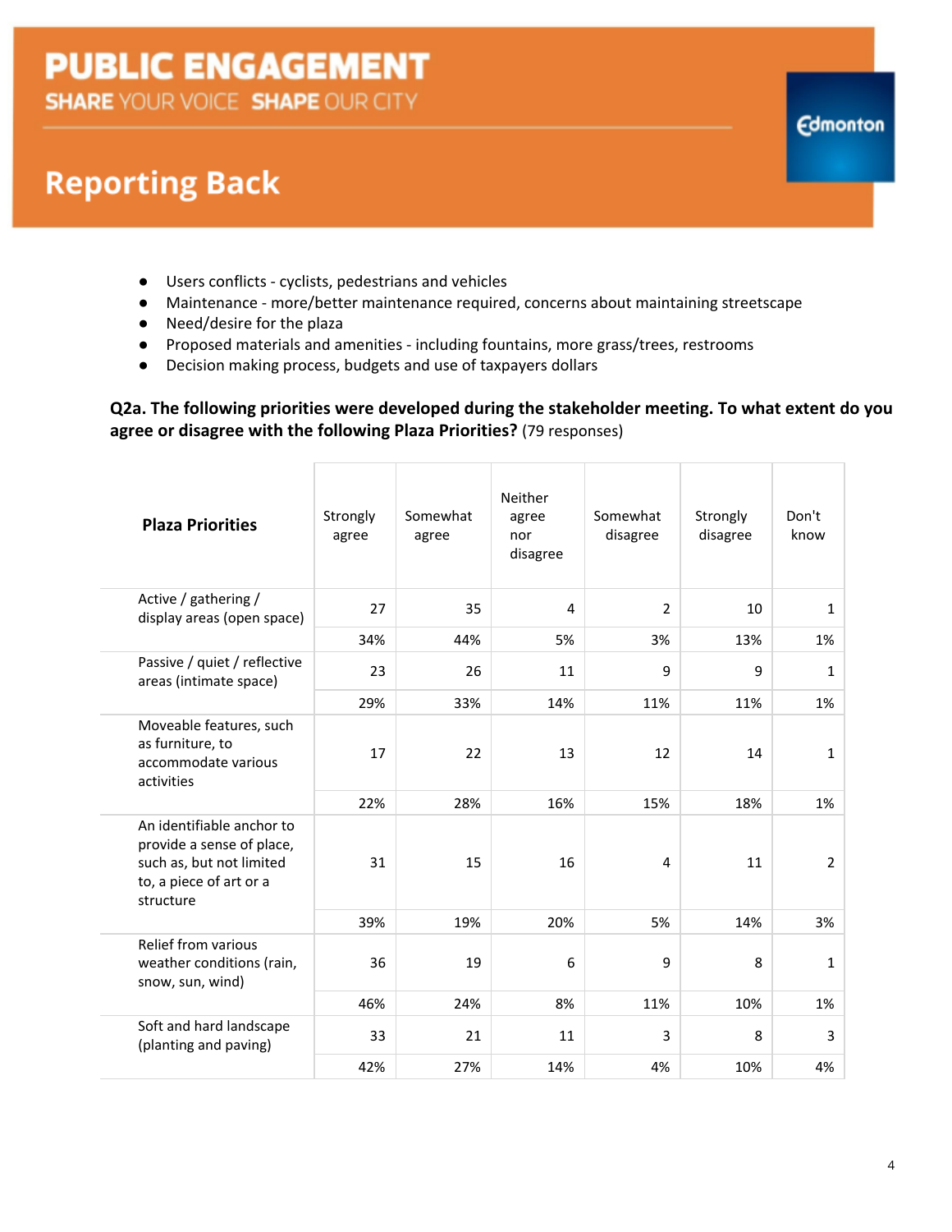- Users conflicts - cyclists, pedestrians and vehicles
- Maintenance - more/better maintenance required, concerns about maintaining streetscape
- Need/desire for the plaza
- Proposed materials and amenities - including fountains, more grass/trees, restrooms
- Decision making process, budgets and use of taxpayers dollars

**Q2a. The following priorities were developed during the stakeholder meeting. To what extent do you agree or disagree with the following Plaza Priorities?** (79 responses)

| Plaza Priorities | Strongly agree | Somewhat agree | Neither agree nor disagree | Somewhat disagree | Strongly disagree | Don't know |
|---|---|---|---|---|---|---|
| Active / gathering / display areas (open space) | 27 | 35 | 4 | 2 | 10 | 1 |
| | 34% | 44% | 5% | 3% | 13% | 1% |
| Passive / quiet / reflective areas (intimate space) | 23 | 26 | 11 | 9 | 9 | 1 |
| | 29% | 33% | 14% | 11% | 11% | 1% |
| Moveable features, such as furniture, to accommodate various activities | 17 | 22 | 13 | 12 | 14 | 1 |
| | 22% | 28% | 16% | 15% | 18% | 1% |
| An identifiable anchor to provide a sense of place, such as, but not limited to, a piece of art or a structure | 31 | 15 | 16 | 4 | 11 | 2 |
| | 39% | 19% | 20% | 5% | 14% | 3% |
| Relief from various weather conditions (rain, snow, sun, wind) | 36 | 19 | 6 | 9 | 8 | 1 |
| | 46% | 24% | 8% | 11% | 10% | 1% |
| Soft and hard landscape (planting and paving) | 33 | 21 | 11 | 3 | 8 | 3 |
| | 42% | 27% | 14% | 4% | 10% | 4% |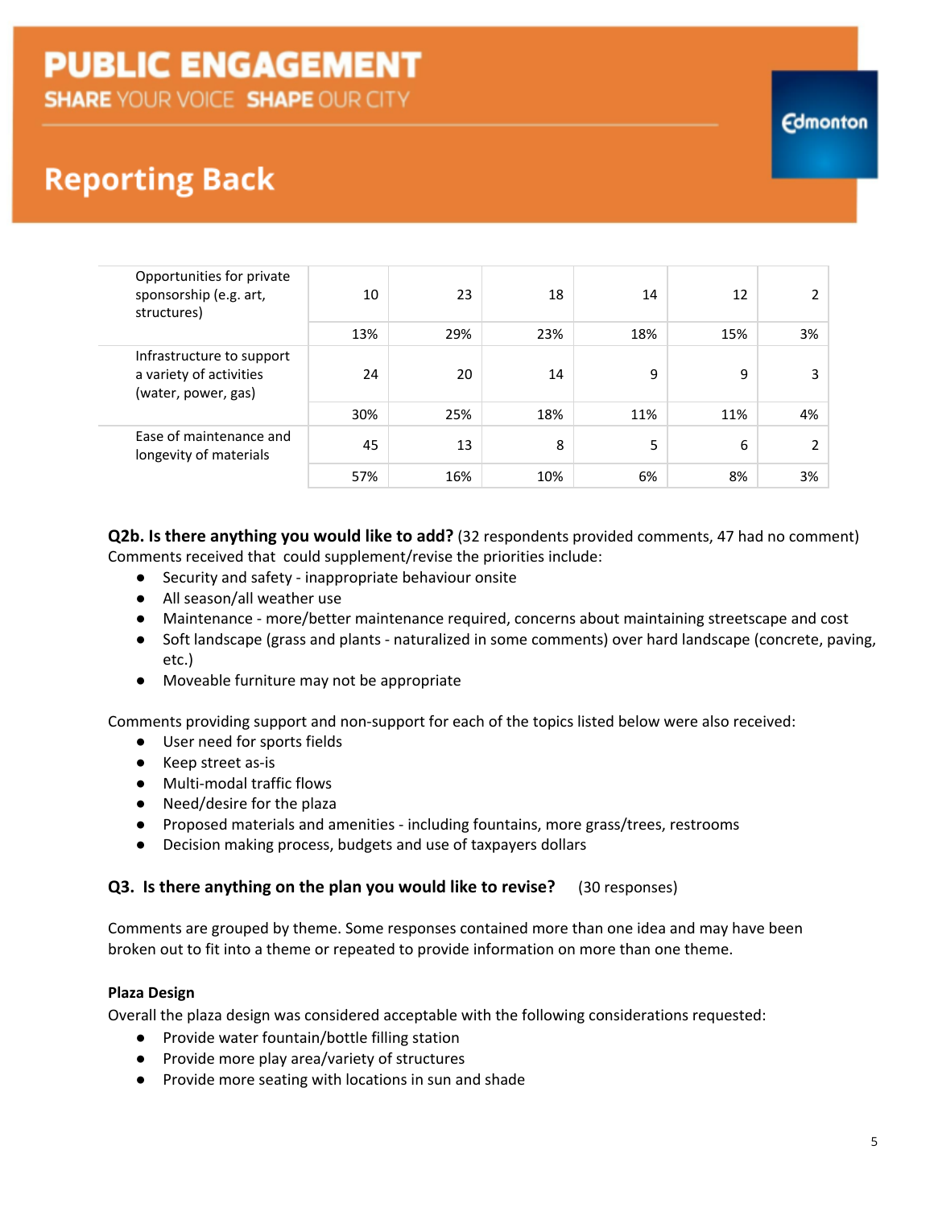| | | | | | | |
|---|---|---|---|---|---|---|
| Opportunities for private sponsorship (e.g. art, structures) | 10 | 23 | 18 | 14 | 12 | 2 |
| | 13% | 29% | 23% | 18% | 15% | 3% |
| Infrastructure to support a variety of activities (water, power, gas) | 24 | 20 | 14 | 9 | 9 | 3 |
| | 30% | 25% | 18% | 11% | 11% | 4% |
| Ease of maintenance and longevity of materials | 45 | 13 | 8 | 5 | 6 | 2 |
| | 57% | 16% | 10% | 6% | 8% | 3% |

**Q2b. Is there anything you would like to add?** (32 respondents provided comments, 47 had no comment)
Comments received that could supplement/revise the priorities include:

- Security and safety - inappropriate behaviour onsite
- All season/all weather use
- Maintenance - more/better maintenance required, concerns about maintaining streetscape and cost
- Soft landscape (grass and plants - naturalized in some comments) over hard landscape (concrete, paving, etc.)
- Moveable furniture may not be appropriate

Comments providing support and non-support for each of the topics listed below were also received:

- User need for sports fields
- Keep street as-is
- Multi-modal traffic flows
- Need/desire for the plaza
- Proposed materials and amenities - including fountains, more grass/trees, restrooms
- Decision making process, budgets and use of taxpayers dollars

**Q3. Is there anything on the plan you would like to revise?** (30 responses)

Comments are grouped by theme. Some responses contained more than one idea and may have been broken out to fit into a theme or repeated to provide information on more than one theme.

**Plaza Design**

Overall the plaza design was considered acceptable with the following considerations requested:

- Provide water fountain/bottle filling station
- Provide more play area/variety of structures
- Provide more seating with locations in sun and shade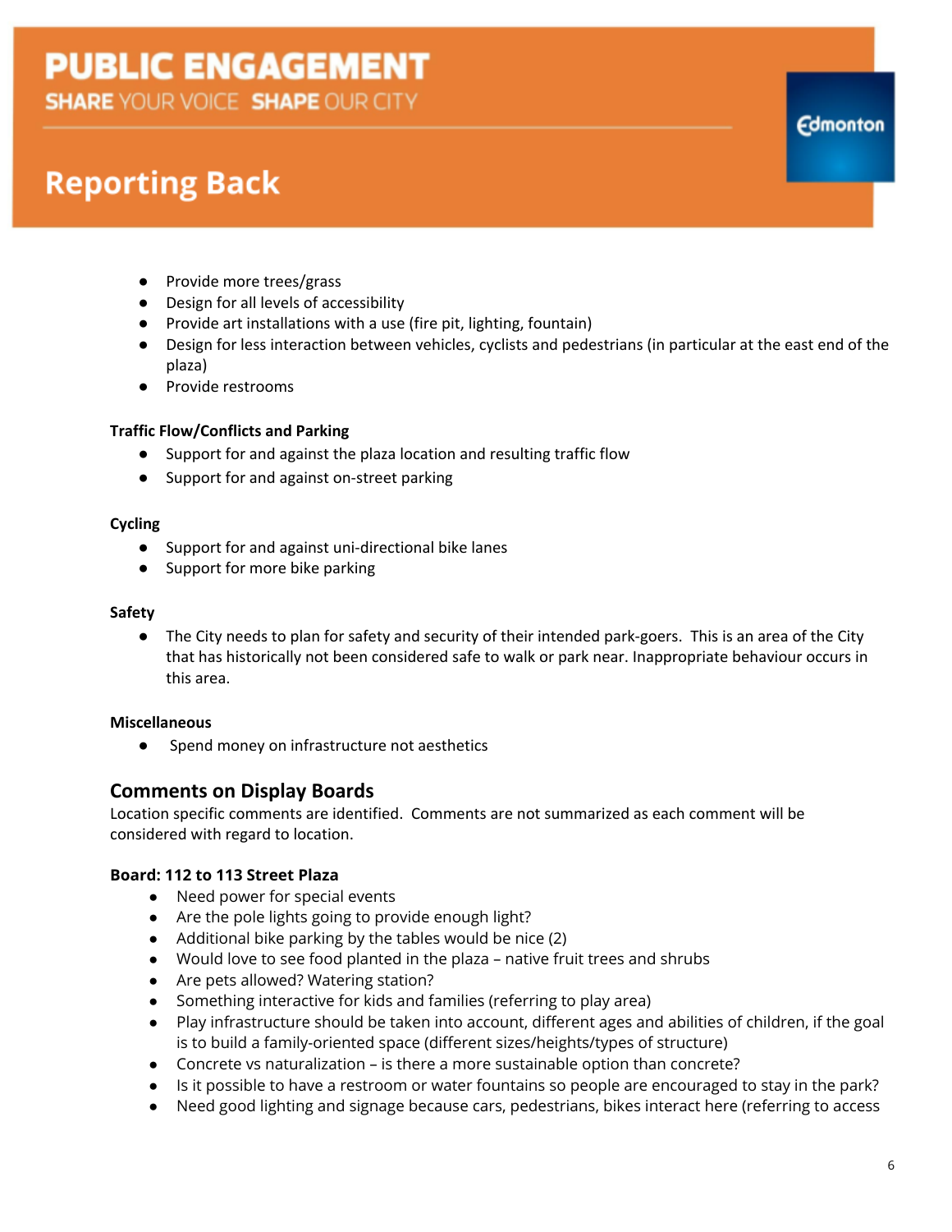- Provide more trees/grass
- Design for all levels of accessibility
- Provide art installations with a use (fire pit, lighting, fountain)
- Design for less interaction between vehicles, cyclists and pedestrians (in particular at the east end of the plaza)
- Provide restrooms

**Traffic Flow/Conflicts and Parking**

- Support for and against the plaza location and resulting traffic flow
- Support for and against on-street parking

**Cycling**

- Support for and against uni-directional bike lanes
- Support for more bike parking

**Safety**

- The City needs to plan for safety and security of their intended park-goers. This is an area of the City that has historically not been considered safe to walk or park near. Inappropriate behaviour occurs in this area.

**Miscellaneous**

- Spend money on infrastructure not aesthetics

## Comments on Display Boards

Location specific comments are identified. Comments are not summarized as each comment will be considered with regard to location.

**Board: 112 to 113 Street Plaza**

- Need power for special events
- Are the pole lights going to provide enough light?
- Additional bike parking by the tables would be nice (2)
- Would love to see food planted in the plaza – native fruit trees and shrubs
- Are pets allowed? Watering station?
- Something interactive for kids and families (referring to play area)
- Play infrastructure should be taken into account, different ages and abilities of children, if the goal is to build a family-oriented space (different sizes/heights/types of structure)
- Concrete vs naturalization – is there a more sustainable option than concrete?
- Is it possible to have a restroom or water fountains so people are encouraged to stay in the park?
- Need good lighting and signage because cars, pedestrians, bikes interact here (referring to access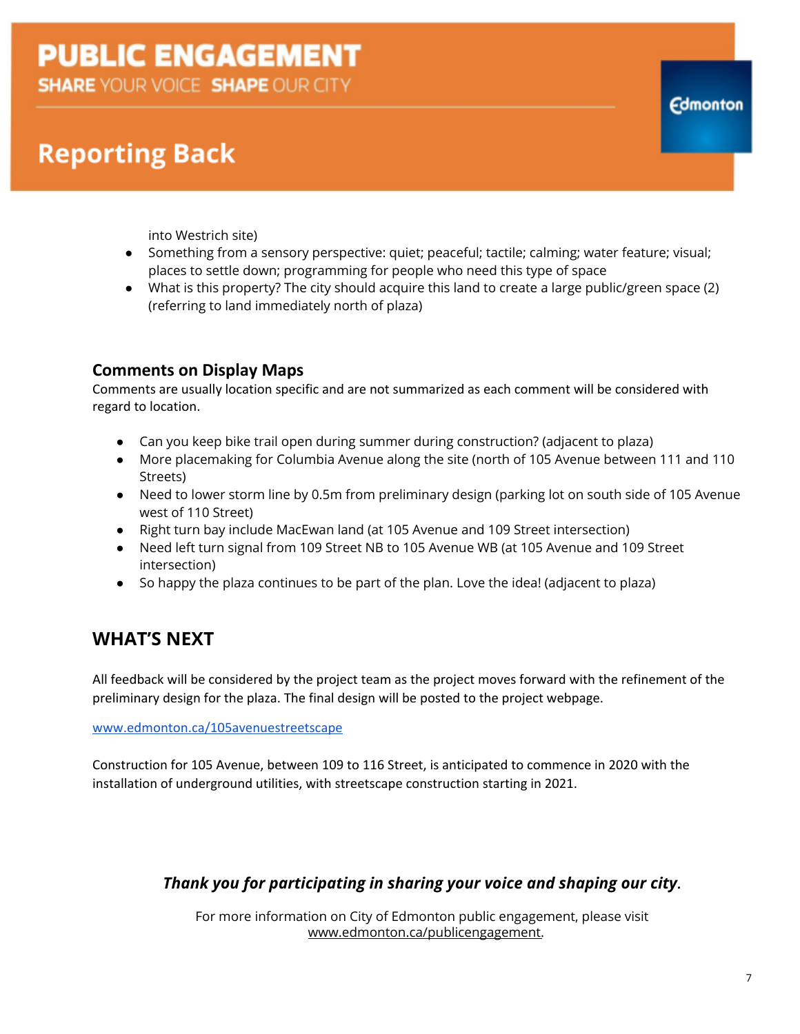into Westrich site)

- Something from a sensory perspective: quiet; peaceful; tactile; calming; water feature; visual; places to settle down; programming for people who need this type of space
- What is this property? The city should acquire this land to create a large public/green space (2) (referring to land immediately north of plaza)

### Comments on Display Maps

Comments are usually location specific and are not summarized as each comment will be considered with regard to location.

- Can you keep bike trail open during summer during construction? (adjacent to plaza)
- More placemaking for Columbia Avenue along the site (north of 105 Avenue between 111 and 110 Streets)
- Need to lower storm line by 0.5m from preliminary design (parking lot on south side of 105 Avenue west of 110 Street)
- Right turn bay include MacEwan land (at 105 Avenue and 109 Street intersection)
- Need left turn signal from 109 Street NB to 105 Avenue WB (at 105 Avenue and 109 Street intersection)
- So happy the plaza continues to be part of the plan. Love the idea! (adjacent to plaza)

## WHAT'S NEXT

All feedback will be considered by the project team as the project moves forward with the refinement of the preliminary design for the plaza. The final design will be posted to the project webpage.

www.edmonton.ca/105avenuestreetscape

Construction for 105 Avenue, between 109 to 116 Street, is anticipated to commence in 2020 with the installation of underground utilities, with streetscape construction starting in 2021.

***Thank you for participating in sharing your voice and shaping our city.***

For more information on City of Edmonton public engagement, please visit www.edmonton.ca/publicengagement.